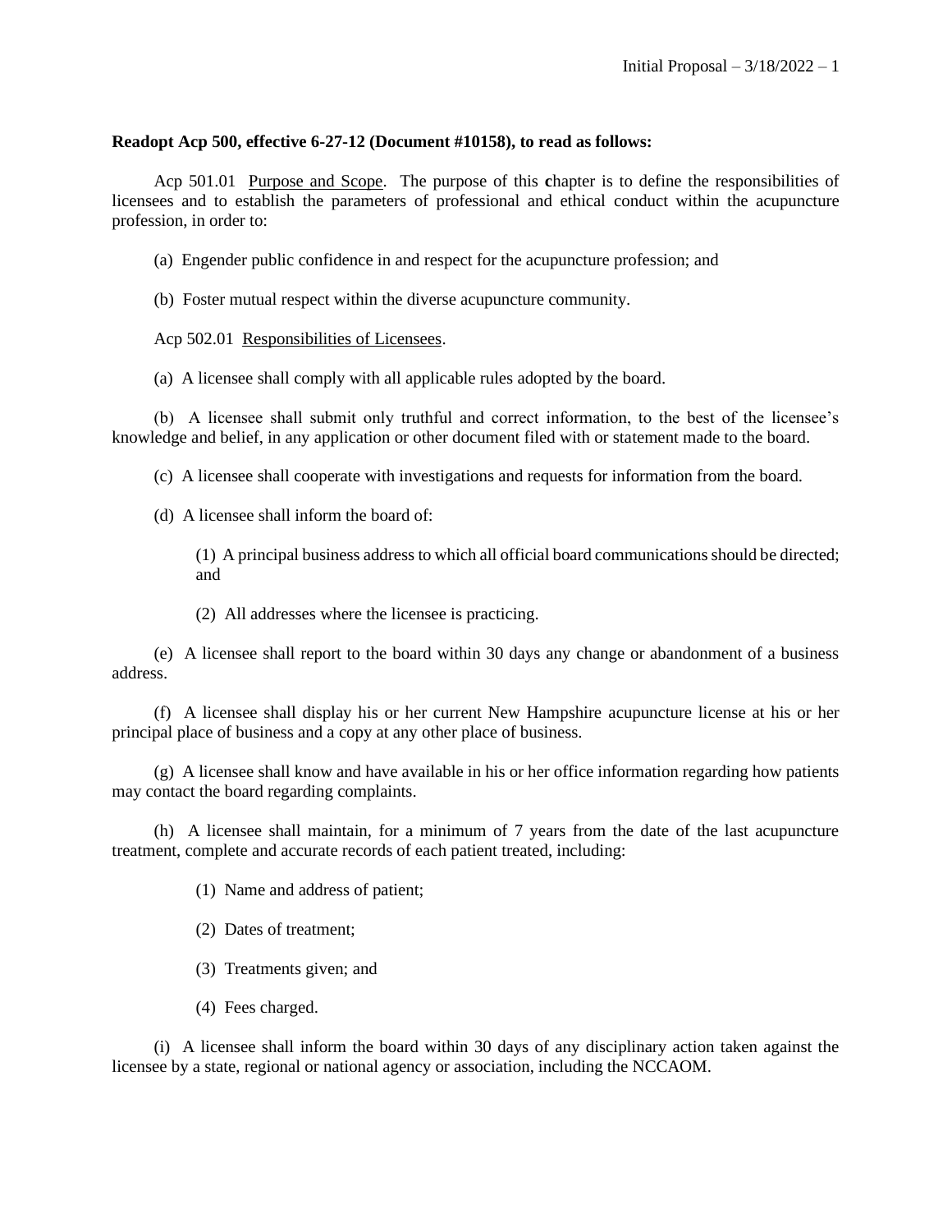**Readopt Acp 500, effective 6-27-12 (Document #10158), to read as follows:**

Acp 501.01 Purpose and Scope. The purpose of this **c**hapter is to define the responsibilities of licensees and to establish the parameters of professional and ethical conduct within the acupuncture profession, in order to:

(a) Engender public confidence in and respect for the acupuncture profession; and

(b) Foster mutual respect within the diverse acupuncture community.

Acp 502.01 Responsibilities of Licensees.

(a) A licensee shall comply with all applicable rules adopted by the board.

(b) A licensee shall submit only truthful and correct information, to the best of the licensee's knowledge and belief, in any application or other document filed with or statement made to the board.

(c) A licensee shall cooperate with investigations and requests for information from the board.

(d) A licensee shall inform the board of:

(1) A principal business address to which all official board communications should be directed; and

(2) All addresses where the licensee is practicing.

(e) A licensee shall report to the board within 30 days any change or abandonment of a business address.

(f) A licensee shall display his or her current New Hampshire acupuncture license at his or her principal place of business and a copy at any other place of business.

(g) A licensee shall know and have available in his or her office information regarding how patients may contact the board regarding complaints.

(h) A licensee shall maintain, for a minimum of 7 years from the date of the last acupuncture treatment, complete and accurate records of each patient treated, including:

(1) Name and address of patient;

(2) Dates of treatment;

(3) Treatments given; and

(4) Fees charged.

(i) A licensee shall inform the board within 30 days of any disciplinary action taken against the licensee by a state, regional or national agency or association, including the NCCAOM.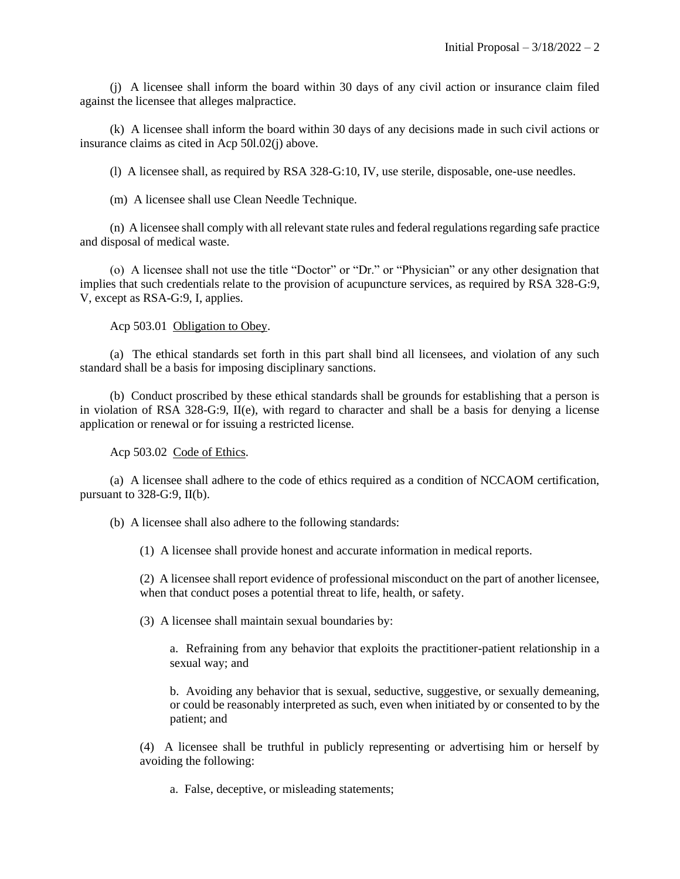(j) A licensee shall inform the board within 30 days of any civil action or insurance claim filed against the licensee that alleges malpractice.

(k) A licensee shall inform the board within 30 days of any decisions made in such civil actions or insurance claims as cited in Acp 50l.02(j) above.

(l) A licensee shall, as required by RSA 328-G:10, IV, use sterile, disposable, one-use needles.

(m) A licensee shall use Clean Needle Technique.

(n) A licensee shall comply with all relevant state rules and federal regulations regarding safe practice and disposal of medical waste.

(o) A licensee shall not use the title "Doctor" or "Dr." or "Physician" or any other designation that implies that such credentials relate to the provision of acupuncture services, as required by RSA 328-G:9, V, except as RSA-G:9, I, applies.

Acp 503.01 Obligation to Obey.

(a) The ethical standards set forth in this part shall bind all licensees, and violation of any such standard shall be a basis for imposing disciplinary sanctions.

(b) Conduct proscribed by these ethical standards shall be grounds for establishing that a person is in violation of RSA 328-G:9, II(e), with regard to character and shall be a basis for denying a license application or renewal or for issuing a restricted license.

Acp 503.02 Code of Ethics.

(a) A licensee shall adhere to the code of ethics required as a condition of NCCAOM certification, pursuant to 328-G:9, II(b).

(b) A licensee shall also adhere to the following standards:

(1) A licensee shall provide honest and accurate information in medical reports.

(2) A licensee shall report evidence of professional misconduct on the part of another licensee, when that conduct poses a potential threat to life, health, or safety.

(3) A licensee shall maintain sexual boundaries by:

a. Refraining from any behavior that exploits the practitioner-patient relationship in a sexual way; and

b. Avoiding any behavior that is sexual, seductive, suggestive, or sexually demeaning, or could be reasonably interpreted as such, even when initiated by or consented to by the patient; and

(4) A licensee shall be truthful in publicly representing or advertising him or herself by avoiding the following:

a. False, deceptive, or misleading statements;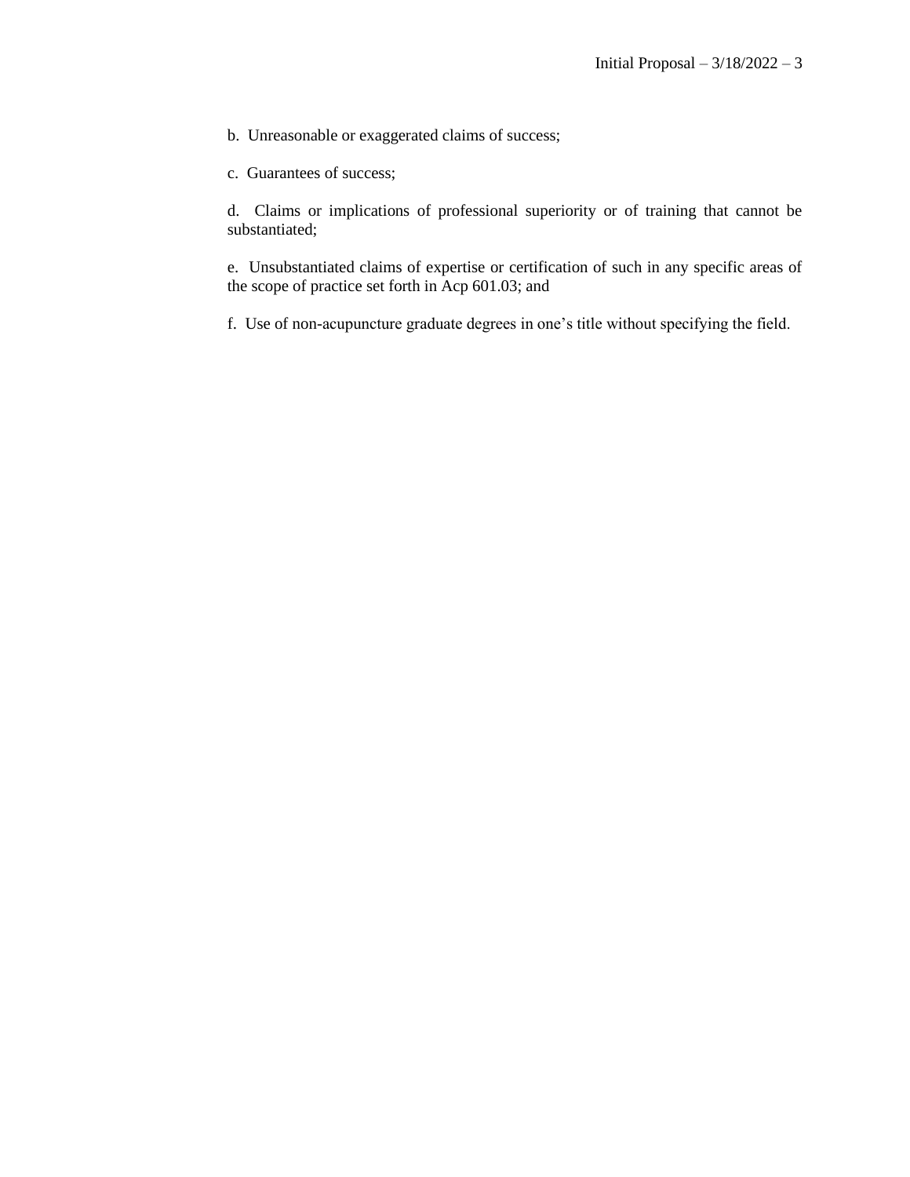b. Unreasonable or exaggerated claims of success;

c. Guarantees of success;

d. Claims or implications of professional superiority or of training that cannot be substantiated;

e. Unsubstantiated claims of expertise or certification of such in any specific areas of the scope of practice set forth in Acp 601.03; and

f. Use of non-acupuncture graduate degrees in one's title without specifying the field.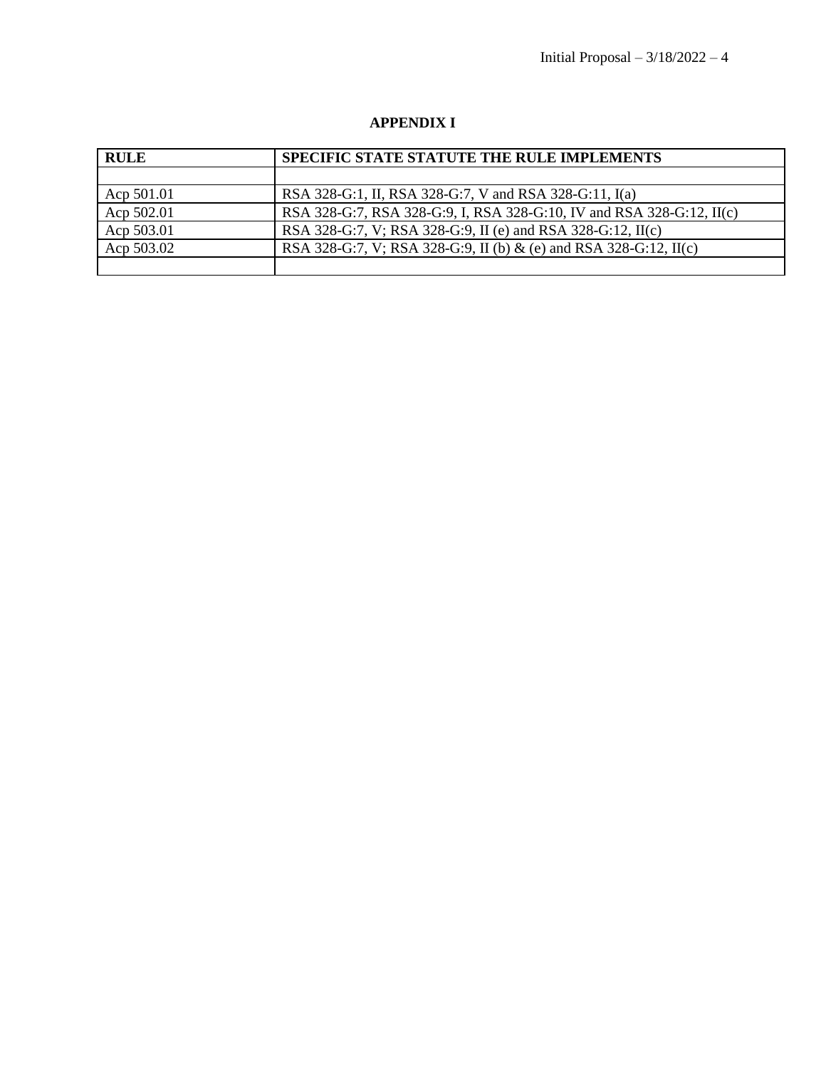**APPENDIX I**

| RULE | SPECIFIC STATE STATUTE THE RULE IMPLEMENTS |
|---|---|
| | |
| Acp 501.01 | RSA 328-G:1, II, RSA 328-G:7, V and RSA 328-G:11, I(a) |
| Acp 502.01 | RSA 328-G:7, RSA 328-G:9, I, RSA 328-G:10, IV and RSA 328-G:12, II(c) |
| Acp 503.01 | RSA 328-G:7, V; RSA 328-G:9, II (e) and RSA 328-G:12, II(c) |
| Acp 503.02 | RSA 328-G:7, V; RSA 328-G:9, II (b) & (e) and RSA 328-G:12, II(c) |
| | |